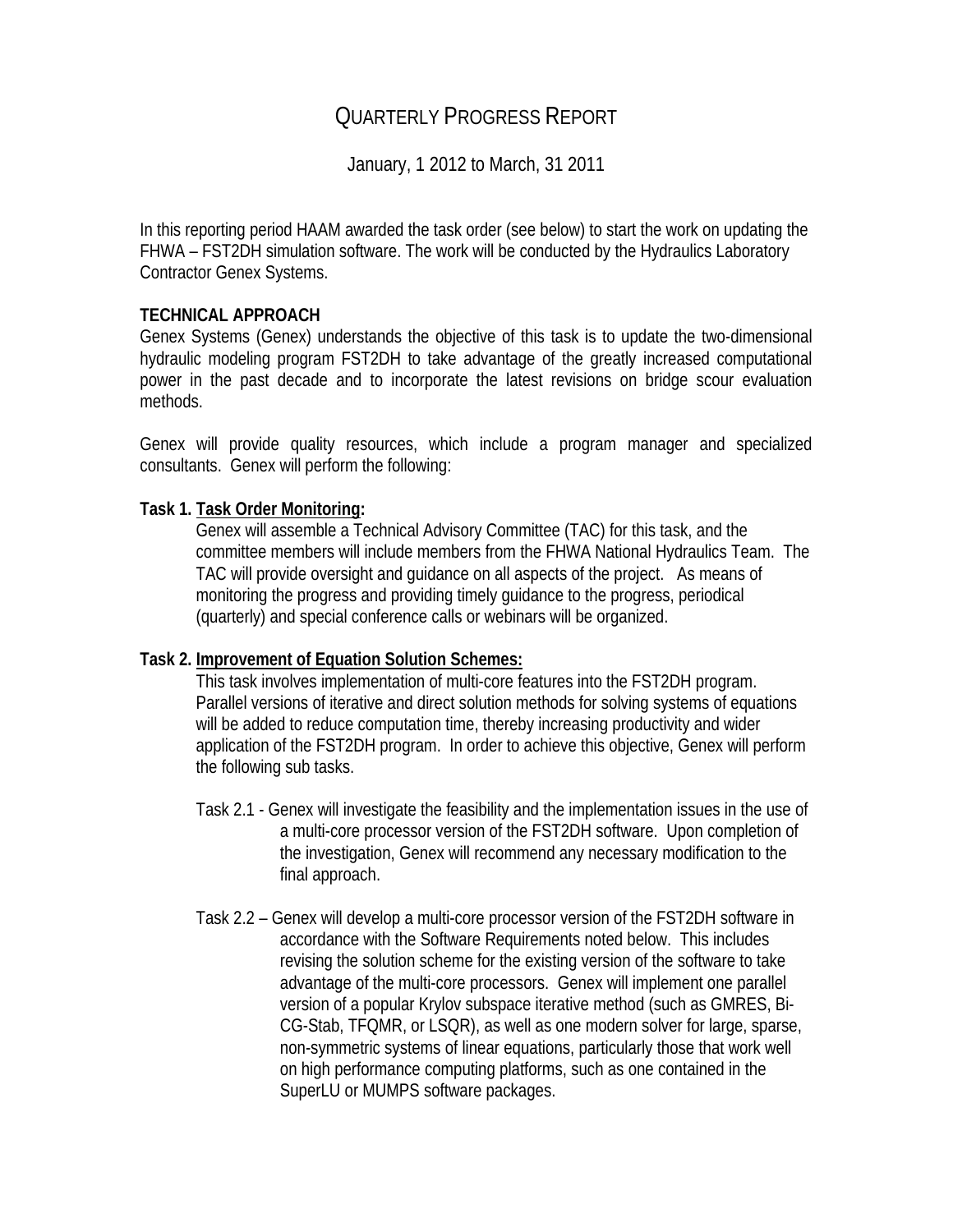# QUARTERLY PROGRESS REPORT

January, 1 2012 to March, 31 2011

In this reporting period HAAM awarded the task order (see below) to start the work on updating the FHWA – FST2DH simulation software. The work will be conducted by the Hydraulics Laboratory Contractor Genex Systems.

**TECHNICAL APPROACH**

Genex Systems (Genex) understands the objective of this task is to update the two-dimensional hydraulic modeling program FST2DH to take advantage of the greatly increased computational power in the past decade and to incorporate the latest revisions on bridge scour evaluation methods.

Genex will provide quality resources, which include a program manager and specialized consultants. Genex will perform the following:

**Task 1. <u>Task Order Monitoring</u>:**

Genex will assemble a Technical Advisory Committee (TAC) for this task, and the committee members will include members from the FHWA National Hydraulics Team. The TAC will provide oversight and guidance on all aspects of the project. As means of monitoring the progress and providing timely guidance to the progress, periodical (quarterly) and special conference calls or webinars will be organized.

**Task 2. <u>Improvement of Equation Solution Schemes:</u>**

This task involves implementation of multi-core features into the FST2DH program. Parallel versions of iterative and direct solution methods for solving systems of equations will be added to reduce computation time, thereby increasing productivity and wider application of the FST2DH program. In order to achieve this objective, Genex will perform the following sub tasks.

Task 2.1 - Genex will investigate the feasibility and the implementation issues in the use of a multi-core processor version of the FST2DH software. Upon completion of the investigation, Genex will recommend any necessary modification to the final approach.

Task 2.2 – Genex will develop a multi-core processor version of the FST2DH software in accordance with the Software Requirements noted below. This includes revising the solution scheme for the existing version of the software to take advantage of the multi-core processors. Genex will implement one parallel version of a popular Krylov subspace iterative method (such as GMRES, Bi-CG-Stab, TFQMR, or LSQR), as well as one modern solver for large, sparse, non-symmetric systems of linear equations, particularly those that work well on high performance computing platforms, such as one contained in the SuperLU or MUMPS software packages.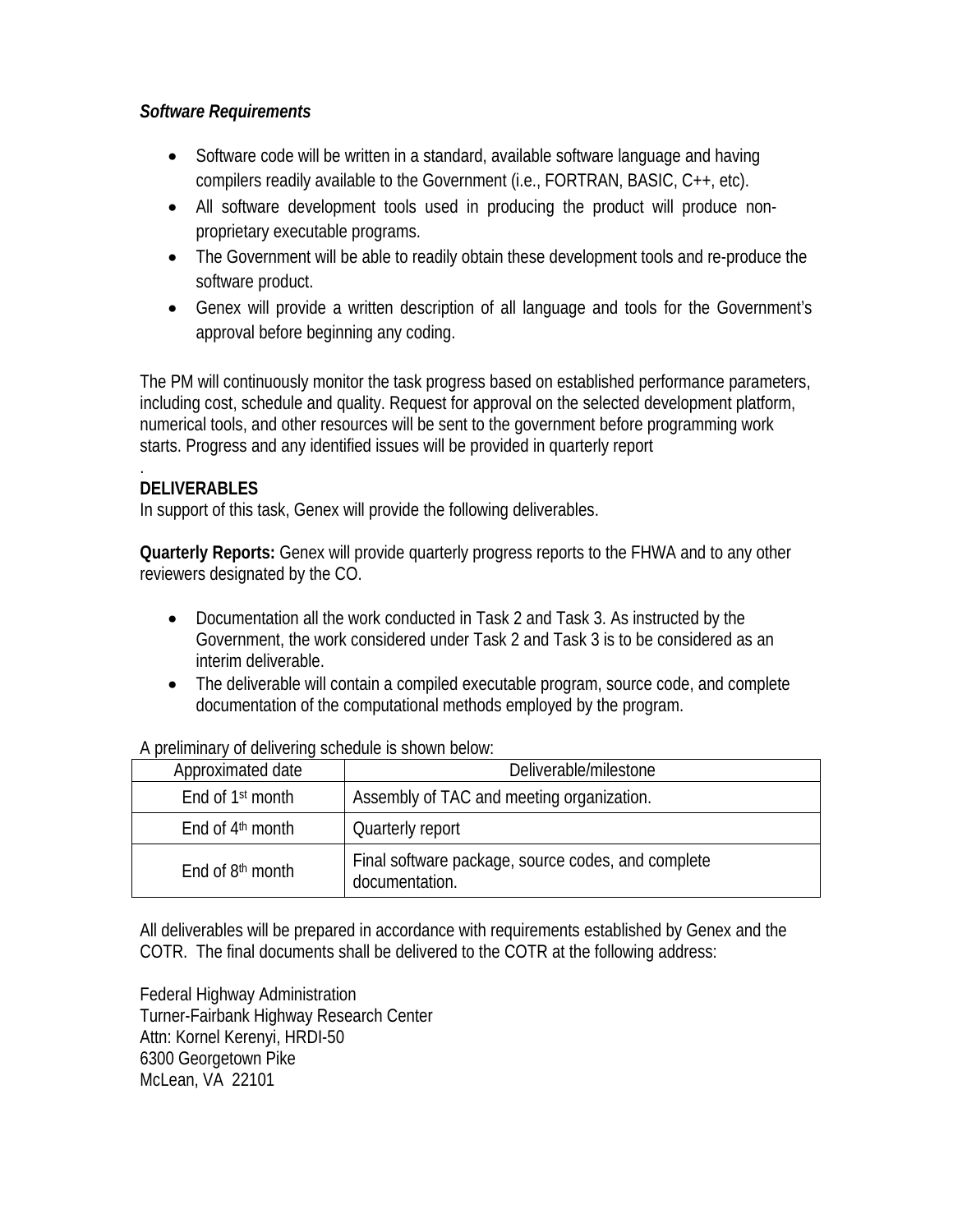***Software Requirements***

- Software code will be written in a standard, available software language and having compilers readily available to the Government (i.e., FORTRAN, BASIC, C++, etc).
- All software development tools used in producing the product will produce non-proprietary executable programs.
- The Government will be able to readily obtain these development tools and re-produce the software product.
- Genex will provide a written description of all language and tools for the Government's approval before beginning any coding.

The PM will continuously monitor the task progress based on established performance parameters, including cost, schedule and quality. Request for approval on the selected development platform, numerical tools, and other resources will be sent to the government before programming work starts. Progress and any identified issues will be provided in quarterly report

.

**DELIVERABLES**

In support of this task, Genex will provide the following deliverables.

**Quarterly Reports:** Genex will provide quarterly progress reports to the FHWA and to any other reviewers designated by the CO.

- Documentation all the work conducted in Task 2 and Task 3. As instructed by the Government, the work considered under Task 2 and Task 3 is to be considered as an interim deliverable.
- The deliverable will contain a compiled executable program, source code, and complete documentation of the computational methods employed by the program.

A preliminary of delivering schedule is shown below:

| Approximated date | Deliverable/milestone |
|---|---|
| End of 1st month | Assembly of TAC and meeting organization. |
| End of 4th month | Quarterly report |
| End of 8th month | Final software package, source codes, and complete documentation. |

All deliverables will be prepared in accordance with requirements established by Genex and the COTR. The final documents shall be delivered to the COTR at the following address:

Federal Highway Administration
Turner-Fairbank Highway Research Center
Attn: Kornel Kerenyi, HRDI-50
6300 Georgetown Pike
McLean, VA 22101